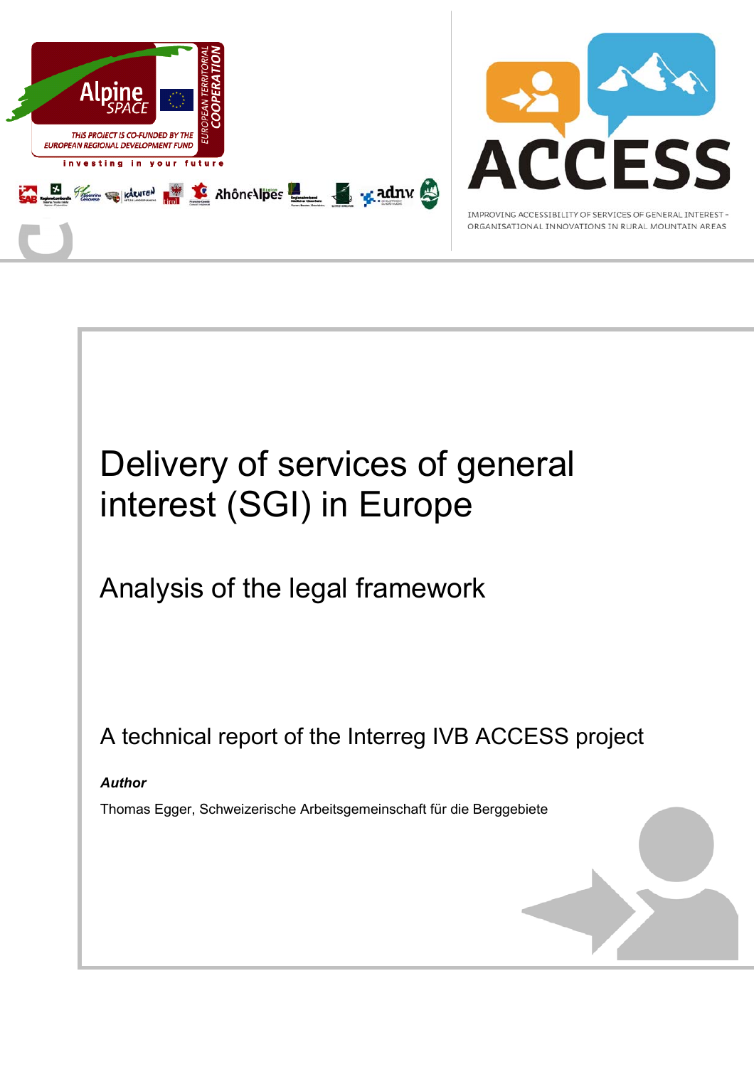Alpine SPACE

THIS PROJECT IS CO-FUNDED BY THE EUROPEAN REGIONAL DEVELOPMENT FUND

EUROPEAN TERRITORIAL COOPERATION

investing in your future

ACCESS

IMPROVING ACCESSIBILITY OF SERVICES OF GENERAL INTEREST – ORGANISATIONAL INNOVATIONS IN RURAL MOUNTAIN AREAS

# Delivery of services of general interest (SGI) in Europe

## Analysis of the legal framework

A technical report of the Interreg IVB ACCESS project

***Author***

Thomas Egger, Schweizerische Arbeitsgemeinschaft für die Berggebiete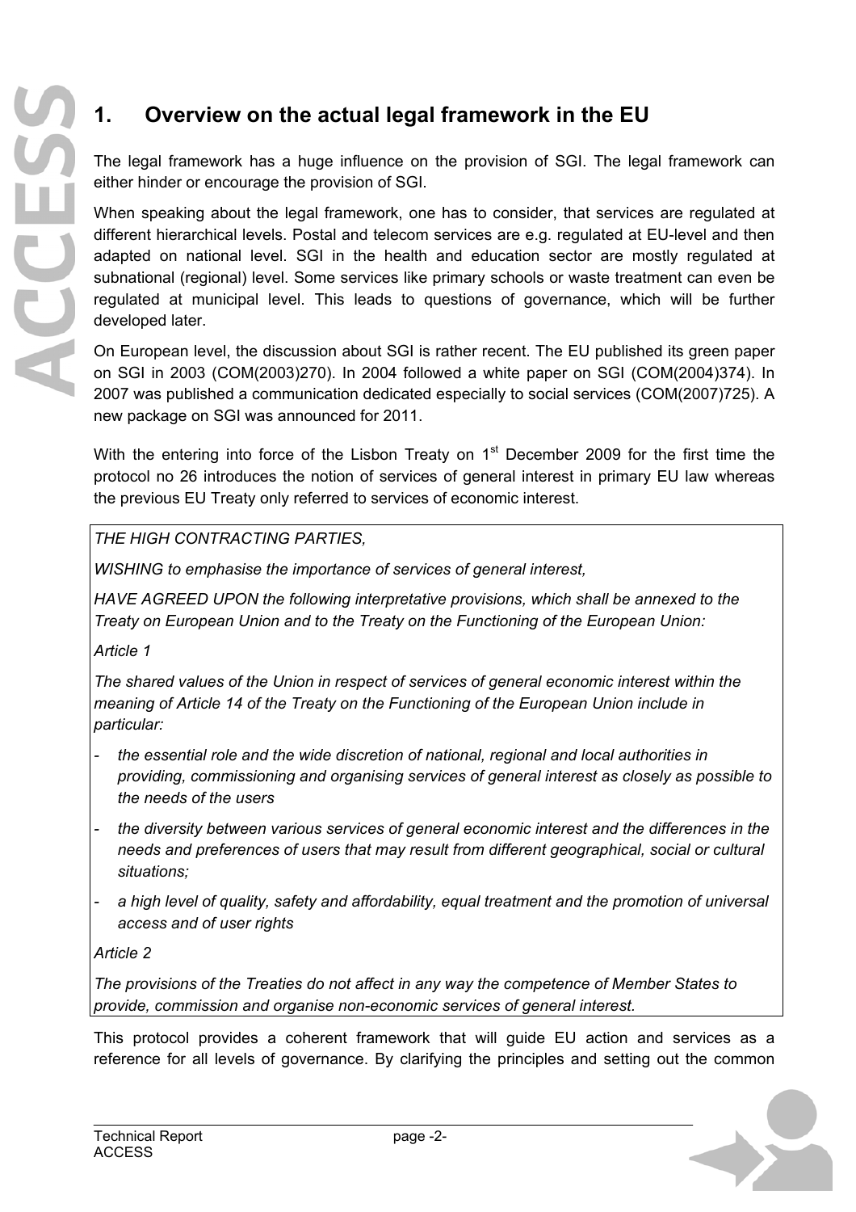# 1. Overview on the actual legal framework in the EU

The legal framework has a huge influence on the provision of SGI. The legal framework can either hinder or encourage the provision of SGI.

When speaking about the legal framework, one has to consider, that services are regulated at different hierarchical levels. Postal and telecom services are e.g. regulated at EU-level and then adapted on national level. SGI in the health and education sector are mostly regulated at subnational (regional) level. Some services like primary schools or waste treatment can even be regulated at municipal level. This leads to questions of governance, which will be further developed later.

On European level, the discussion about SGI is rather recent. The EU published its green paper on SGI in 2003 (COM(2003)270). In 2004 followed a white paper on SGI (COM(2004)374). In 2007 was published a communication dedicated especially to social services (COM(2007)725). A new package on SGI was announced for 2011.

With the entering into force of the Lisbon Treaty on 1st December 2009 for the first time the protocol no 26 introduces the notion of services of general interest in primary EU law whereas the previous EU Treaty only referred to services of economic interest.

> *THE HIGH CONTRACTING PARTIES,*
>
> *WISHING to emphasise the importance of services of general interest,*
>
> *HAVE AGREED UPON the following interpretative provisions, which shall be annexed to the Treaty on European Union and to the Treaty on the Functioning of the European Union:*
>
> *Article 1*
>
> *The shared values of the Union in respect of services of general economic interest within the meaning of Article 14 of the Treaty on the Functioning of the European Union include in particular:*
>
> - *the essential role and the wide discretion of national, regional and local authorities in providing, commissioning and organising services of general interest as closely as possible to the needs of the users*
> - *the diversity between various services of general economic interest and the differences in the needs and preferences of users that may result from different geographical, social or cultural situations;*
> - *a high level of quality, safety and affordability, equal treatment and the promotion of universal access and of user rights*
>
> *Article 2*
>
> *The provisions of the Treaties do not affect in any way the competence of Member States to provide, commission and organise non-economic services of general interest.*

This protocol provides a coherent framework that will guide EU action and services as a reference for all levels of governance. By clarifying the principles and setting out the common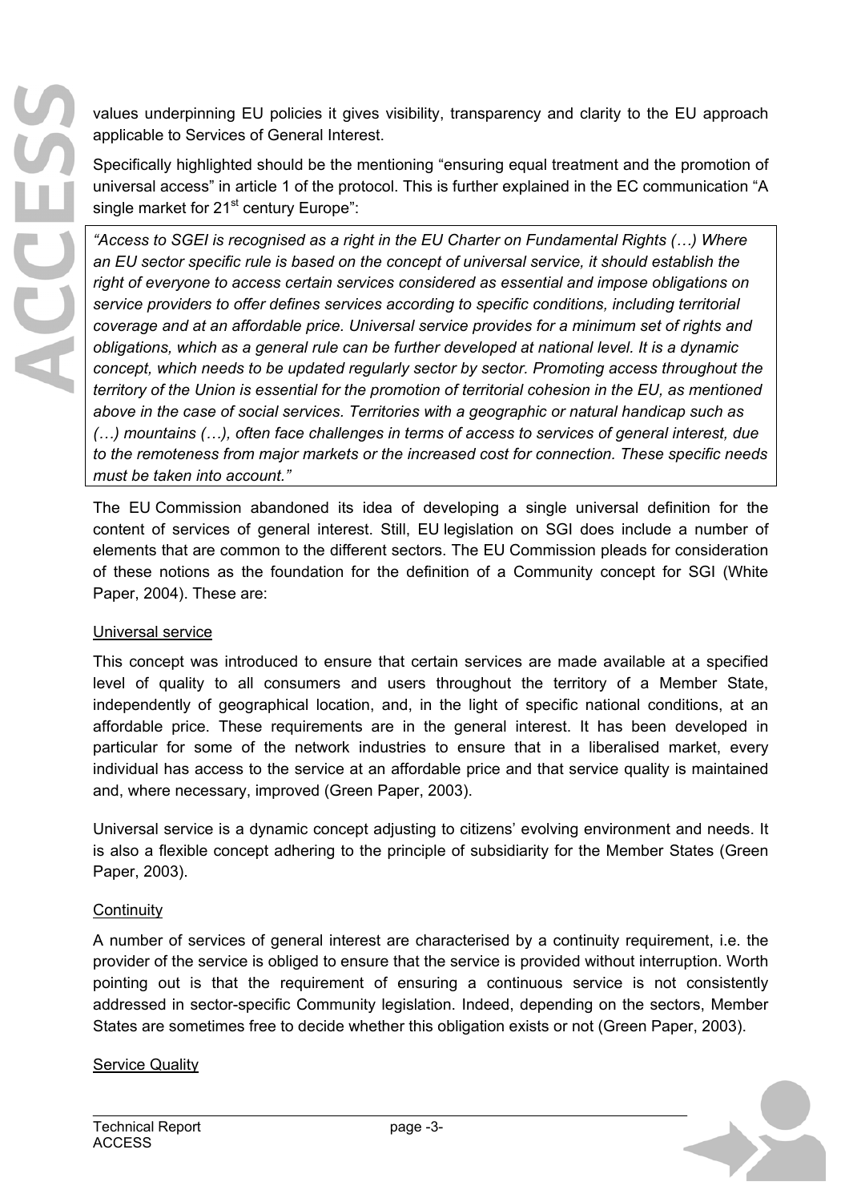values underpinning EU policies it gives visibility, transparency and clarity to the EU approach applicable to Services of General Interest.

Specifically highlighted should be the mentioning "ensuring equal treatment and the promotion of universal access" in article 1 of the protocol. This is further explained in the EC communication "A single market for 21st century Europe":

> *"Access to SGEI is recognised as a right in the EU Charter on Fundamental Rights (…) Where an EU sector specific rule is based on the concept of universal service, it should establish the right of everyone to access certain services considered as essential and impose obligations on service providers to offer defines services according to specific conditions, including territorial coverage and at an affordable price. Universal service provides for a minimum set of rights and obligations, which as a general rule can be further developed at national level. It is a dynamic concept, which needs to be updated regularly sector by sector. Promoting access throughout the territory of the Union is essential for the promotion of territorial cohesion in the EU, as mentioned above in the case of social services. Territories with a geographic or natural handicap such as (…) mountains (…), often face challenges in terms of access to services of general interest, due to the remoteness from major markets or the increased cost for connection. These specific needs must be taken into account."*

The EU Commission abandoned its idea of developing a single universal definition for the content of services of general interest. Still, EU legislation on SGI does include a number of elements that are common to the different sectors. The EU Commission pleads for consideration of these notions as the foundation for the definition of a Community concept for SGI (White Paper, 2004). These are:

Universal service

This concept was introduced to ensure that certain services are made available at a specified level of quality to all consumers and users throughout the territory of a Member State, independently of geographical location, and, in the light of specific national conditions, at an affordable price. These requirements are in the general interest. It has been developed in particular for some of the network industries to ensure that in a liberalised market, every individual has access to the service at an affordable price and that service quality is maintained and, where necessary, improved (Green Paper, 2003).

Universal service is a dynamic concept adjusting to citizens' evolving environment and needs. It is also a flexible concept adhering to the principle of subsidiarity for the Member States (Green Paper, 2003).

Continuity

A number of services of general interest are characterised by a continuity requirement, i.e. the provider of the service is obliged to ensure that the service is provided without interruption. Worth pointing out is that the requirement of ensuring a continuous service is not consistently addressed in sector-specific Community legislation. Indeed, depending on the sectors, Member States are sometimes free to decide whether this obligation exists or not (Green Paper, 2003).

Service Quality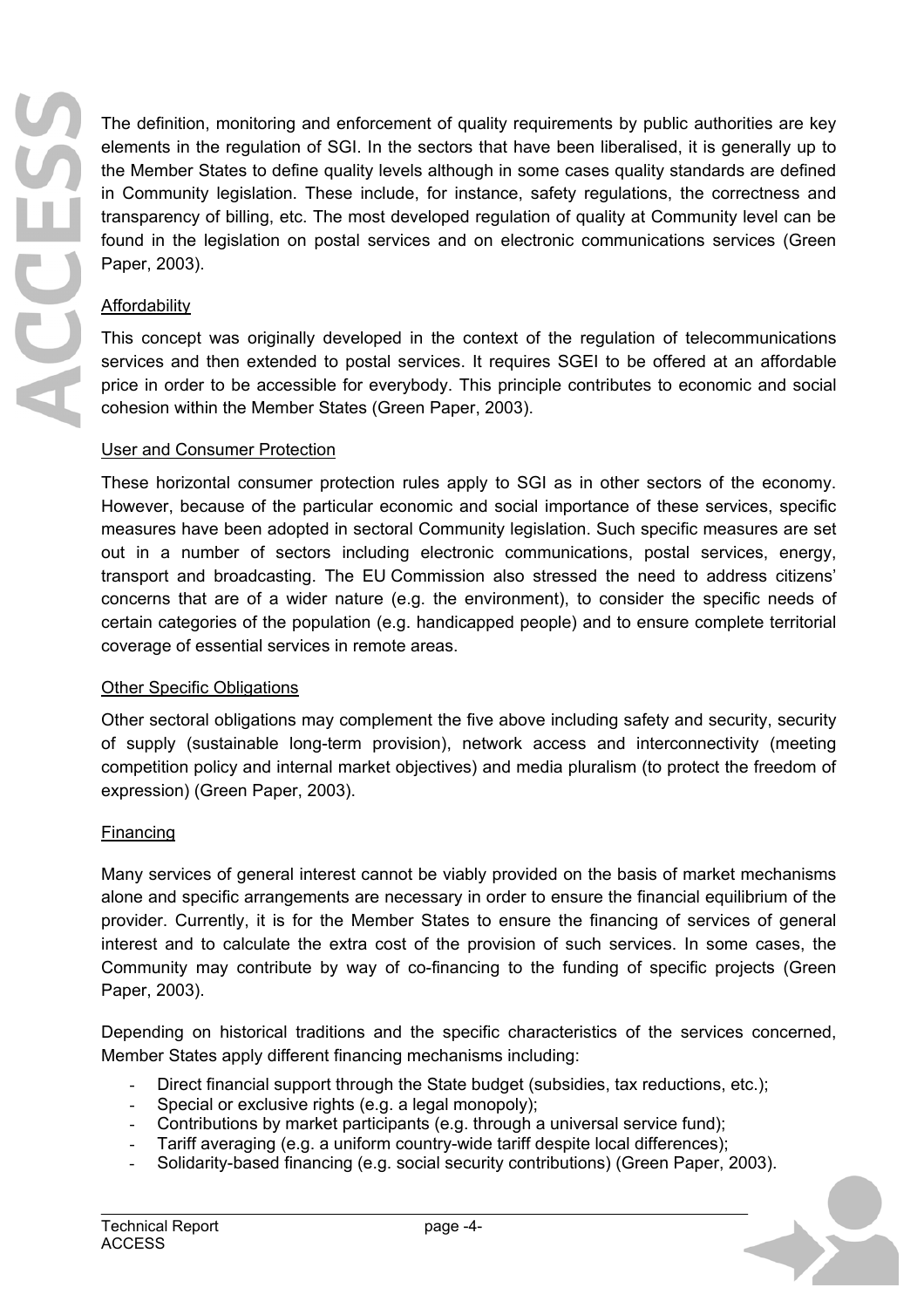The definition, monitoring and enforcement of quality requirements by public authorities are key elements in the regulation of SGI. In the sectors that have been liberalised, it is generally up to the Member States to define quality levels although in some cases quality standards are defined in Community legislation. These include, for instance, safety regulations, the correctness and transparency of billing, etc. The most developed regulation of quality at Community level can be found in the legislation on postal services and on electronic communications services (Green Paper, 2003).

#### Affordability

This concept was originally developed in the context of the regulation of telecommunications services and then extended to postal services. It requires SGEI to be offered at an affordable price in order to be accessible for everybody. This principle contributes to economic and social cohesion within the Member States (Green Paper, 2003).

#### User and Consumer Protection

These horizontal consumer protection rules apply to SGI as in other sectors of the economy. However, because of the particular economic and social importance of these services, specific measures have been adopted in sectoral Community legislation. Such specific measures are set out in a number of sectors including electronic communications, postal services, energy, transport and broadcasting. The EU Commission also stressed the need to address citizens' concerns that are of a wider nature (e.g. the environment), to consider the specific needs of certain categories of the population (e.g. handicapped people) and to ensure complete territorial coverage of essential services in remote areas.

#### Other Specific Obligations

Other sectoral obligations may complement the five above including safety and security, security of supply (sustainable long-term provision), network access and interconnectivity (meeting competition policy and internal market objectives) and media pluralism (to protect the freedom of expression) (Green Paper, 2003).

#### Financing

Many services of general interest cannot be viably provided on the basis of market mechanisms alone and specific arrangements are necessary in order to ensure the financial equilibrium of the provider. Currently, it is for the Member States to ensure the financing of services of general interest and to calculate the extra cost of the provision of such services. In some cases, the Community may contribute by way of co-financing to the funding of specific projects (Green Paper, 2003).

Depending on historical traditions and the specific characteristics of the services concerned, Member States apply different financing mechanisms including:

- Direct financial support through the State budget (subsidies, tax reductions, etc.);
- Special or exclusive rights (e.g. a legal monopoly);
- Contributions by market participants (e.g. through a universal service fund);
- Tariff averaging (e.g. a uniform country-wide tariff despite local differences);
- Solidarity-based financing (e.g. social security contributions) (Green Paper, 2003).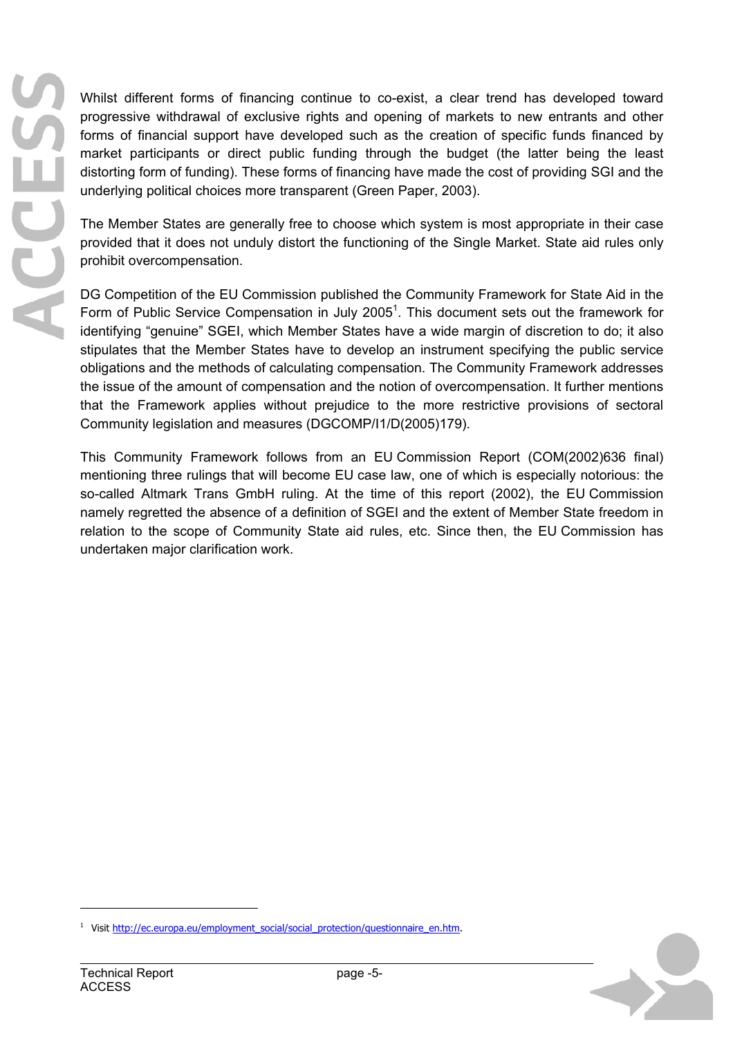Whilst different forms of financing continue to co-exist, a clear trend has developed toward progressive withdrawal of exclusive rights and opening of markets to new entrants and other forms of financial support have developed such as the creation of specific funds financed by market participants or direct public funding through the budget (the latter being the least distorting form of funding). These forms of financing have made the cost of providing SGI and the underlying political choices more transparent (Green Paper, 2003).

The Member States are generally free to choose which system is most appropriate in their case provided that it does not unduly distort the functioning of the Single Market. State aid rules only prohibit overcompensation.

DG Competition of the EU Commission published the Community Framework for State Aid in the Form of Public Service Compensation in July 2005[1]. This document sets out the framework for identifying "genuine" SGEI, which Member States have a wide margin of discretion to do; it also stipulates that the Member States have to develop an instrument specifying the public service obligations and the methods of calculating compensation. The Community Framework addresses the issue of the amount of compensation and the notion of overcompensation. It further mentions that the Framework applies without prejudice to the more restrictive provisions of sectoral Community legislation and measures (DGCOMP/I1/D(2005)179).

This Community Framework follows from an EU Commission Report (COM(2002)636 final) mentioning three rulings that will become EU case law, one of which is especially notorious: the so-called Altmark Trans GmbH ruling. At the time of this report (2002), the EU Commission namely regretted the absence of a definition of SGEI and the extent of Member State freedom in relation to the scope of Community State aid rules, etc. Since then, the EU Commission has undertaken major clarification work.

[1] Visit http://ec.europa.eu/employment_social/social_protection/questionnaire_en.htm.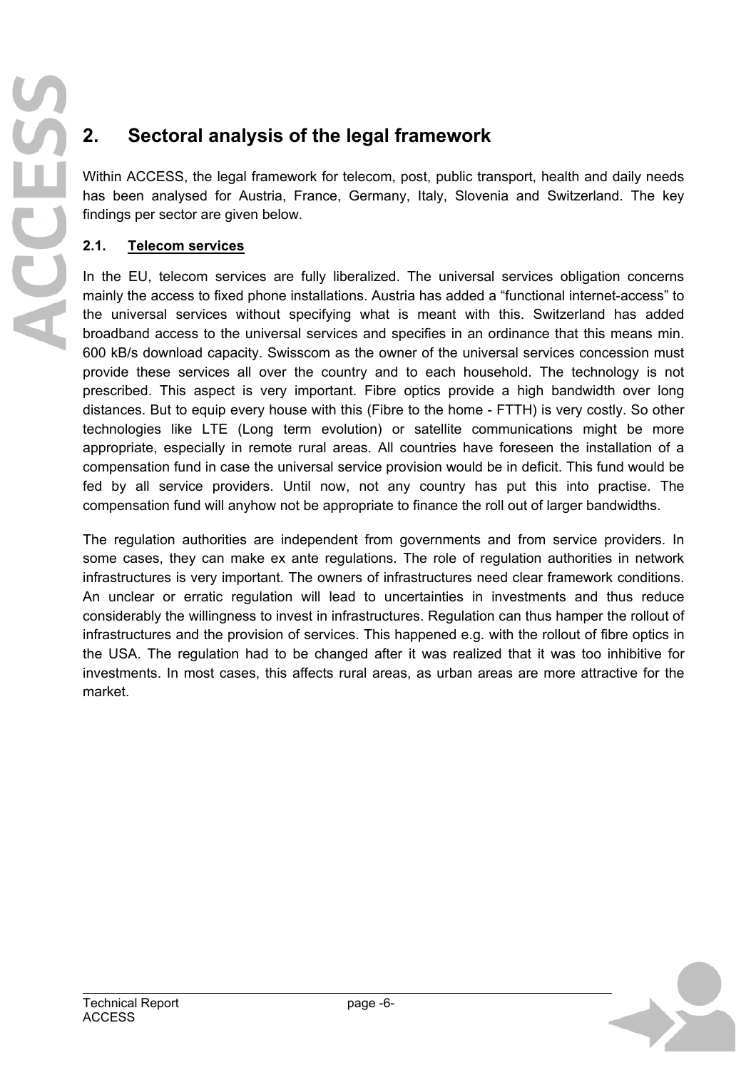# 2. Sectoral analysis of the legal framework

Within ACCESS, the legal framework for telecom, post, public transport, health and daily needs has been analysed for Austria, France, Germany, Italy, Slovenia and Switzerland. The key findings per sector are given below.

## 2.1. Telecom services

In the EU, telecom services are fully liberalized. The universal services obligation concerns mainly the access to fixed phone installations. Austria has added a “functional internet-access” to the universal services without specifying what is meant with this. Switzerland has added broadband access to the universal services and specifies in an ordinance that this means min. 600 kB/s download capacity. Swisscom as the owner of the universal services concession must provide these services all over the country and to each household. The technology is not prescribed. This aspect is very important. Fibre optics provide a high bandwidth over long distances. But to equip every house with this (Fibre to the home - FTTH) is very costly. So other technologies like LTE (Long term evolution) or satellite communications might be more appropriate, especially in remote rural areas. All countries have foreseen the installation of a compensation fund in case the universal service provision would be in deficit. This fund would be fed by all service providers. Until now, not any country has put this into practise. The compensation fund will anyhow not be appropriate to finance the roll out of larger bandwidths.

The regulation authorities are independent from governments and from service providers. In some cases, they can make ex ante regulations. The role of regulation authorities in network infrastructures is very important. The owners of infrastructures need clear framework conditions. An unclear or erratic regulation will lead to uncertainties in investments and thus reduce considerably the willingness to invest in infrastructures. Regulation can thus hamper the rollout of infrastructures and the provision of services. This happened e.g. with the rollout of fibre optics in the USA. The regulation had to be changed after it was realized that it was too inhibitive for investments. In most cases, this affects rural areas, as urban areas are more attractive for the market.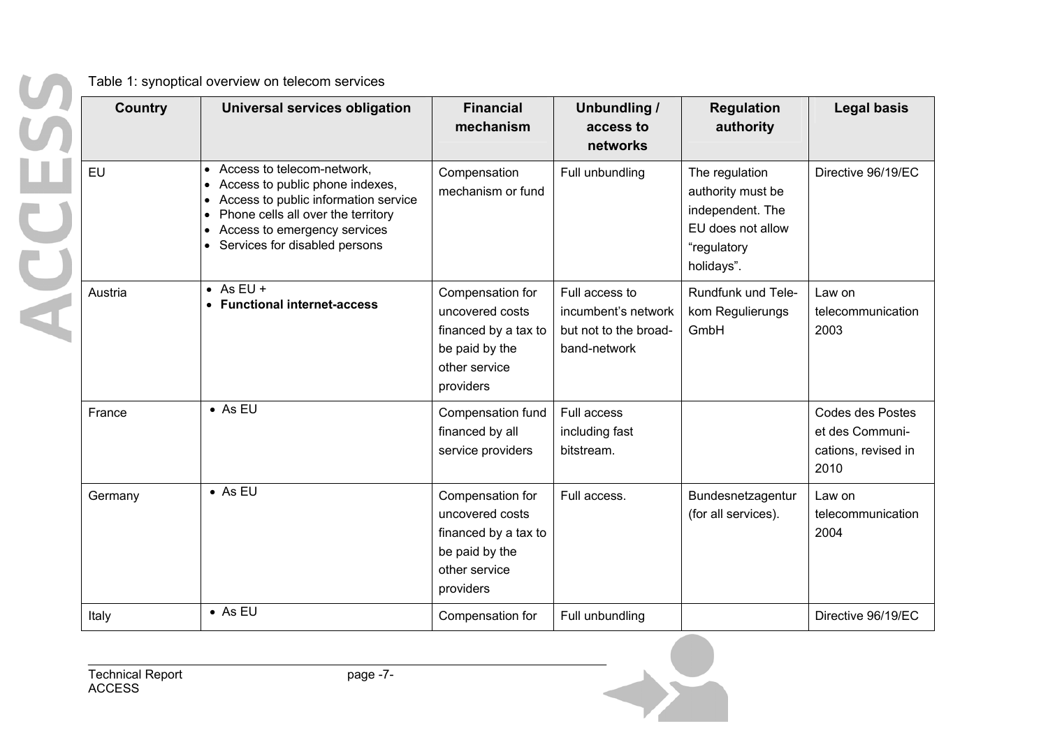Table 1: synoptical overview on telecom services

| Country | Universal services obligation | Financial mechanism | Unbundling / access to networks | Regulation authority | Legal basis |
|---|---|---|---|---|---|
| EU | • Access to telecom-network,<br>• Access to public phone indexes,<br>• Access to public information service<br>• Phone cells all over the territory<br>• Access to emergency services<br>• Services for disabled persons | Compensation mechanism or fund | Full unbundling | The regulation authority must be independent. The EU does not allow "regulatory holidays". | Directive 96/19/EC |
| Austria | • As EU +<br>• **Functional internet-access** | Compensation for uncovered costs financed by a tax to be paid by the other service providers | Full access to incumbent's network but not to the broad-band-network | Rundfunk und Tele-kom Regulierungs GmbH | Law on telecommunication 2003 |
| France | • As EU | Compensation fund financed by all service providers | Full access including fast bitstream. | | Codes des Postes et des Communi-cations, revised in 2010 |
| Germany | • As EU | Compensation for uncovered costs financed by a tax to be paid by the other service providers | Full access. | Bundesnetzagentur (for all services). | Law on telecommunication 2004 |
| Italy | • As EU | Compensation for | Full unbundling | | Directive 96/19/EC |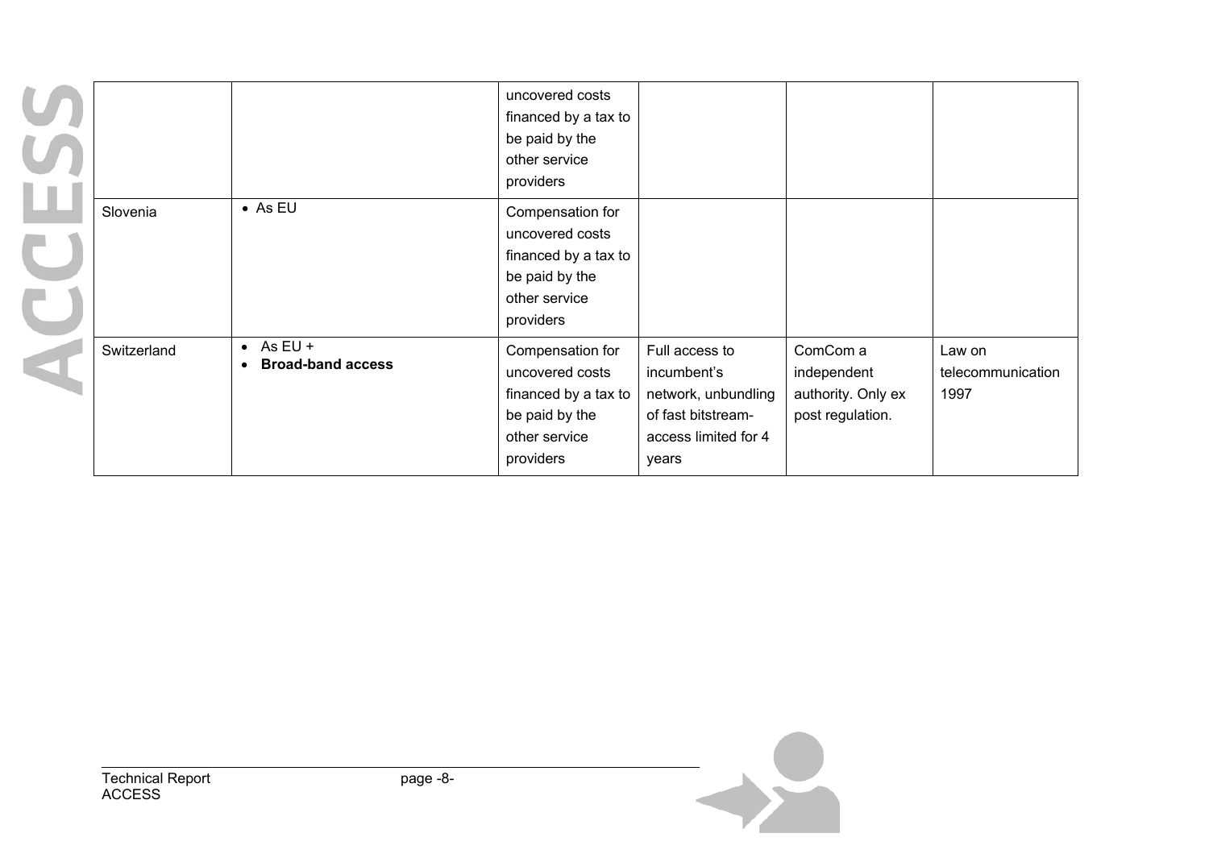| | | | | | |
|---|---|---|---|---|---|
| | | uncovered costs financed by a tax to be paid by the other service providers | | | |
| Slovenia | • As EU | Compensation for uncovered costs financed by a tax to be paid by the other service providers | | | |
| Switzerland | • As EU +<br>• **Broad-band access** | Compensation for uncovered costs financed by a tax to be paid by the other service providers | Full access to incumbent's network, unbundling of fast bitstream-access limited for 4 years | ComCom a independent authority. Only ex post regulation. | Law on telecommunication 1997 |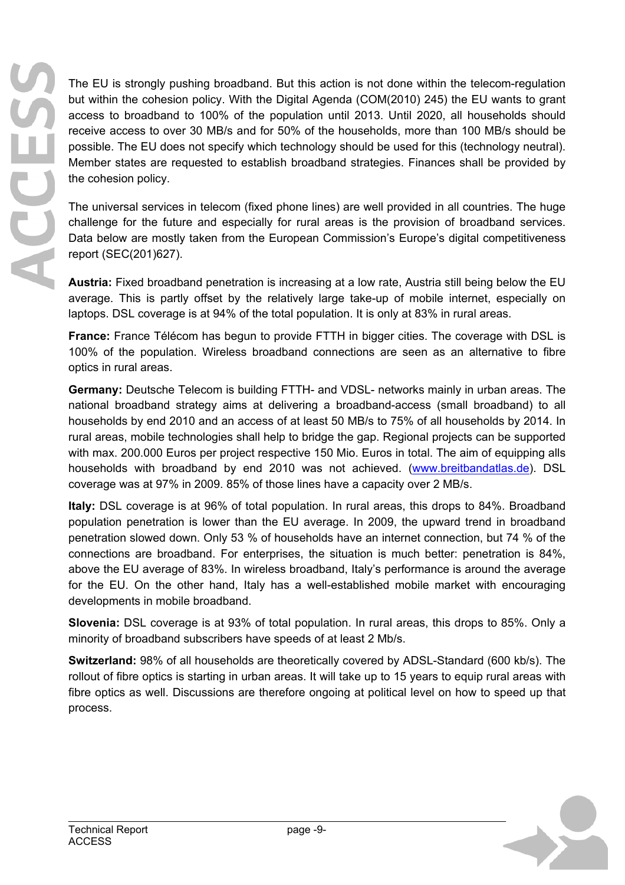The EU is strongly pushing broadband. But this action is not done within the telecom-regulation but within the cohesion policy. With the Digital Agenda (COM(2010) 245) the EU wants to grant access to broadband to 100% of the population until 2013. Until 2020, all households should receive access to over 30 MB/s and for 50% of the households, more than 100 MB/s should be possible. The EU does not specify which technology should be used for this (technology neutral). Member states are requested to establish broadband strategies. Finances shall be provided by the cohesion policy.

The universal services in telecom (fixed phone lines) are well provided in all countries. The huge challenge for the future and especially for rural areas is the provision of broadband services. Data below are mostly taken from the European Commission's Europe's digital competitiveness report (SEC(201)627).

**Austria:** Fixed broadband penetration is increasing at a low rate, Austria still being below the EU average. This is partly offset by the relatively large take-up of mobile internet, especially on laptops. DSL coverage is at 94% of the total population. It is only at 83% in rural areas.

**France:** France Télécom has begun to provide FTTH in bigger cities. The coverage with DSL is 100% of the population. Wireless broadband connections are seen as an alternative to fibre optics in rural areas.

**Germany:** Deutsche Telecom is building FTTH- and VDSL- networks mainly in urban areas. The national broadband strategy aims at delivering a broadband-access (small broadband) to all households by end 2010 and an access of at least 50 MB/s to 75% of all households by 2014. In rural areas, mobile technologies shall help to bridge the gap. Regional projects can be supported with max. 200.000 Euros per project respective 150 Mio. Euros in total. The aim of equipping alls households with broadband by end 2010 was not achieved. (www.breitbandatlas.de). DSL coverage was at 97% in 2009. 85% of those lines have a capacity over 2 MB/s.

**Italy:** DSL coverage is at 96% of total population. In rural areas, this drops to 84%. Broadband population penetration is lower than the EU average. In 2009, the upward trend in broadband penetration slowed down. Only 53 % of households have an internet connection, but 74 % of the connections are broadband. For enterprises, the situation is much better: penetration is 84%, above the EU average of 83%. In wireless broadband, Italy's performance is around the average for the EU. On the other hand, Italy has a well-established mobile market with encouraging developments in mobile broadband.

**Slovenia:** DSL coverage is at 93% of total population. In rural areas, this drops to 85%. Only a minority of broadband subscribers have speeds of at least 2 Mb/s.

**Switzerland:** 98% of all households are theoretically covered by ADSL-Standard (600 kb/s). The rollout of fibre optics is starting in urban areas. It will take up to 15 years to equip rural areas with fibre optics as well. Discussions are therefore ongoing at political level on how to speed up that process.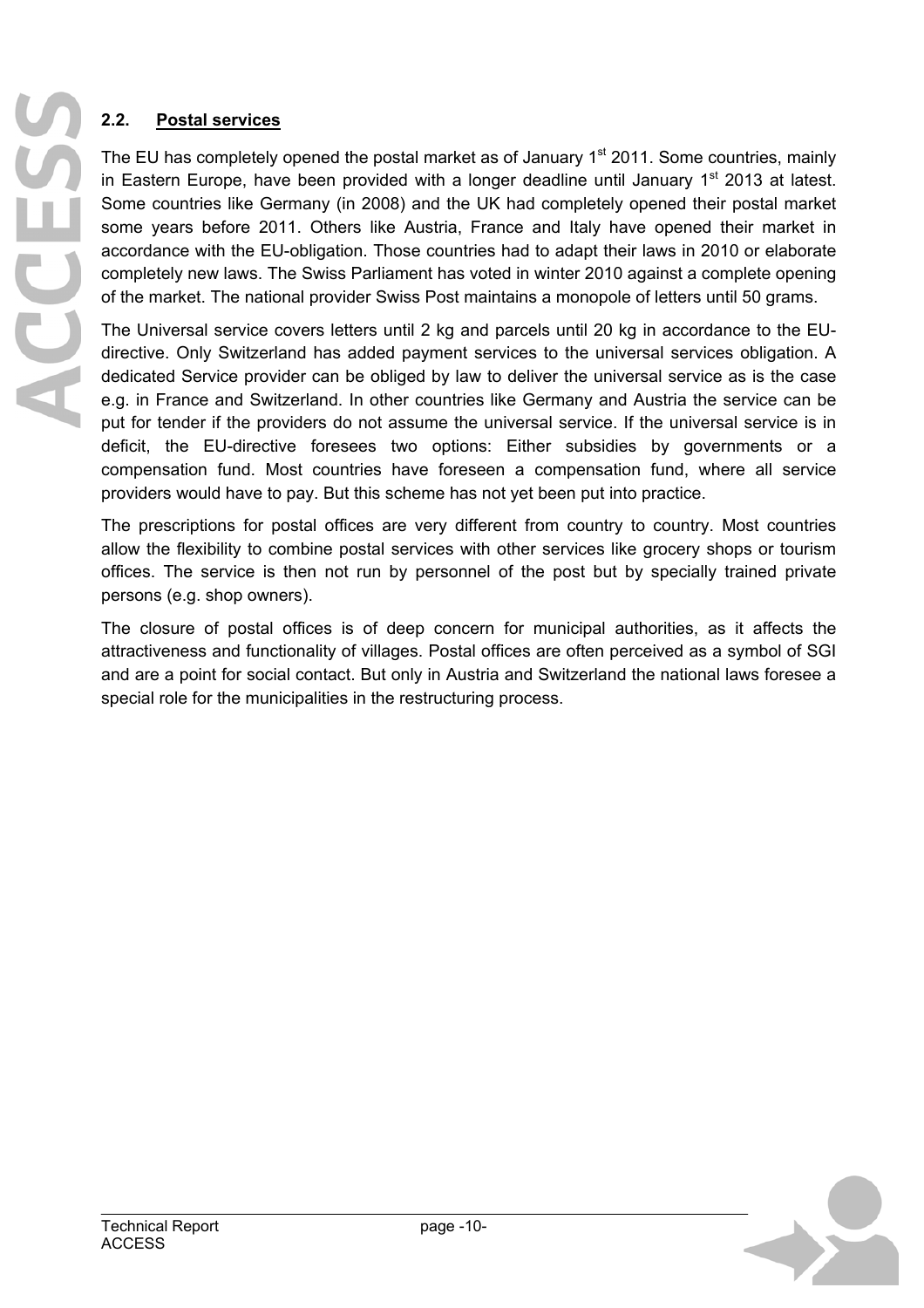## 2.2. Postal services

The EU has completely opened the postal market as of January 1st 2011. Some countries, mainly in Eastern Europe, have been provided with a longer deadline until January 1st 2013 at latest. Some countries like Germany (in 2008) and the UK had completely opened their postal market some years before 2011. Others like Austria, France and Italy have opened their market in accordance with the EU-obligation. Those countries had to adapt their laws in 2010 or elaborate completely new laws. The Swiss Parliament has voted in winter 2010 against a complete opening of the market. The national provider Swiss Post maintains a monopole of letters until 50 grams.

The Universal service covers letters until 2 kg and parcels until 20 kg in accordance to the EU-directive. Only Switzerland has added payment services to the universal services obligation. A dedicated Service provider can be obliged by law to deliver the universal service as is the case e.g. in France and Switzerland. In other countries like Germany and Austria the service can be put for tender if the providers do not assume the universal service. If the universal service is in deficit, the EU-directive foresees two options: Either subsidies by governments or a compensation fund. Most countries have foreseen a compensation fund, where all service providers would have to pay. But this scheme has not yet been put into practice.

The prescriptions for postal offices are very different from country to country. Most countries allow the flexibility to combine postal services with other services like grocery shops or tourism offices. The service is then not run by personnel of the post but by specially trained private persons (e.g. shop owners).

The closure of postal offices is of deep concern for municipal authorities, as it affects the attractiveness and functionality of villages. Postal offices are often perceived as a symbol of SGI and are a point for social contact. But only in Austria and Switzerland the national laws foresee a special role for the municipalities in the restructuring process.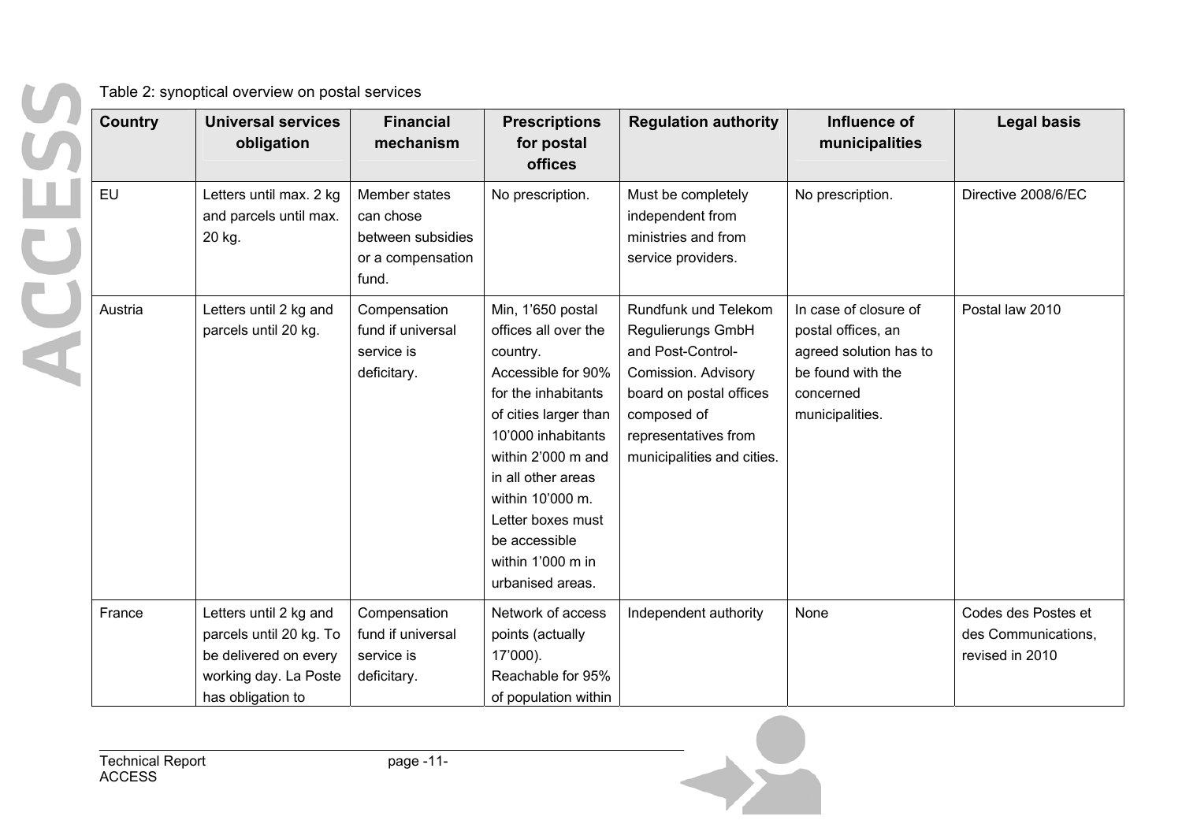Table 2: synoptical overview on postal services

| Country | Universal services obligation | Financial mechanism | Prescriptions for postal offices | Regulation authority | Influence of municipalities | Legal basis |
|---|---|---|---|---|---|---|
| EU | Letters until max. 2 kg and parcels until max. 20 kg. | Member states can chose between subsidies or a compensation fund. | No prescription. | Must be completely independent from ministries and from service providers. | No prescription. | Directive 2008/6/EC |
| Austria | Letters until 2 kg and parcels until 20 kg. | Compensation fund if universal service is deficitary. | Min, 1'650 postal offices all over the country. Accessible for 90% for the inhabitants of cities larger than 10'000 inhabitants within 2'000 m and in all other areas within 10'000 m. Letter boxes must be accessible within 1'000 m in urbanised areas. | Rundfunk und Telekom Regulierungs GmbH and Post-Control-Comission. Advisory board on postal offices composed of representatives from municipalities and cities. | In case of closure of postal offices, an agreed solution has to be found with the concerned municipalities. | Postal law 2010 |
| France | Letters until 2 kg and parcels until 20 kg. To be delivered on every working day. La Poste has obligation to | Compensation fund if universal service is deficitary. | Network of access points (actually 17'000). Reachable for 95% of population within | Independent authority | None | Codes des Postes et des Communications, revised in 2010 |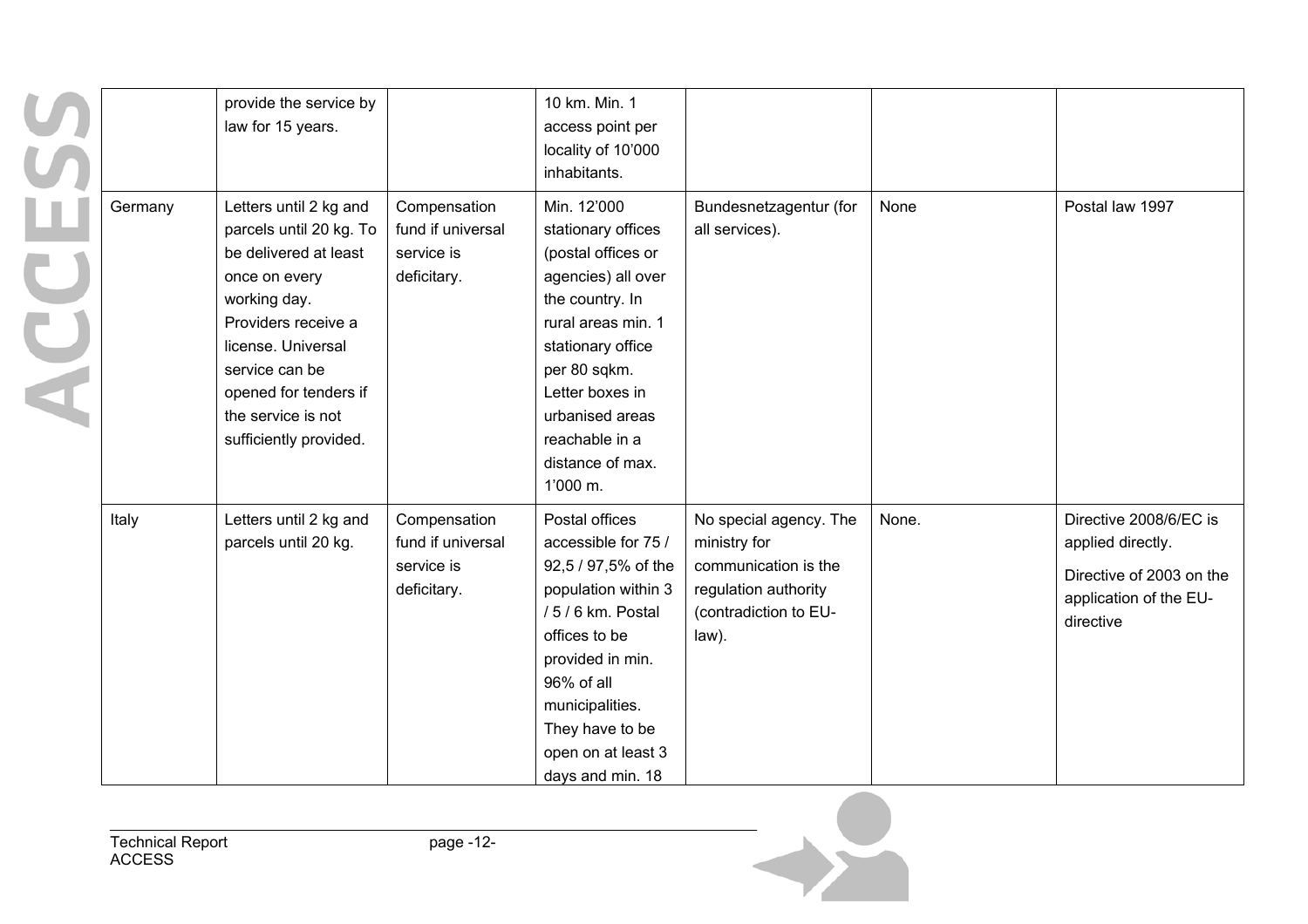| | provide the service by law for 15 years. | | 10 km. Min. 1 access point per locality of 10'000 inhabitants. | | | |
|---|---|---|---|---|---|---|
| Germany | Letters until 2 kg and parcels until 20 kg. To be delivered at least once on every working day. Providers receive a license. Universal service can be opened for tenders if the service is not sufficiently provided. | Compensation fund if universal service is deficitary. | Min. 12'000 stationary offices (postal offices or agencies) all over the country. In rural areas min. 1 stationary office per 80 sqkm. Letter boxes in urbanised areas reachable in a distance of max. 1'000 m. | Bundesnetzagentur (for all services). | None | Postal law 1997 |
| Italy | Letters until 2 kg and parcels until 20 kg. | Compensation fund if universal service is deficitary. | Postal offices accessible for 75 / 92,5 / 97,5% of the population within 3 / 5 / 6 km. Postal offices to be provided in min. 96% of all municipalities. They have to be open on at least 3 days and min. 18 | No special agency. The ministry for communication is the regulation authority (contradiction to EU-law). | None. | Directive 2008/6/EC is applied directly.<br><br>Directive of 2003 on the application of the EU-directive |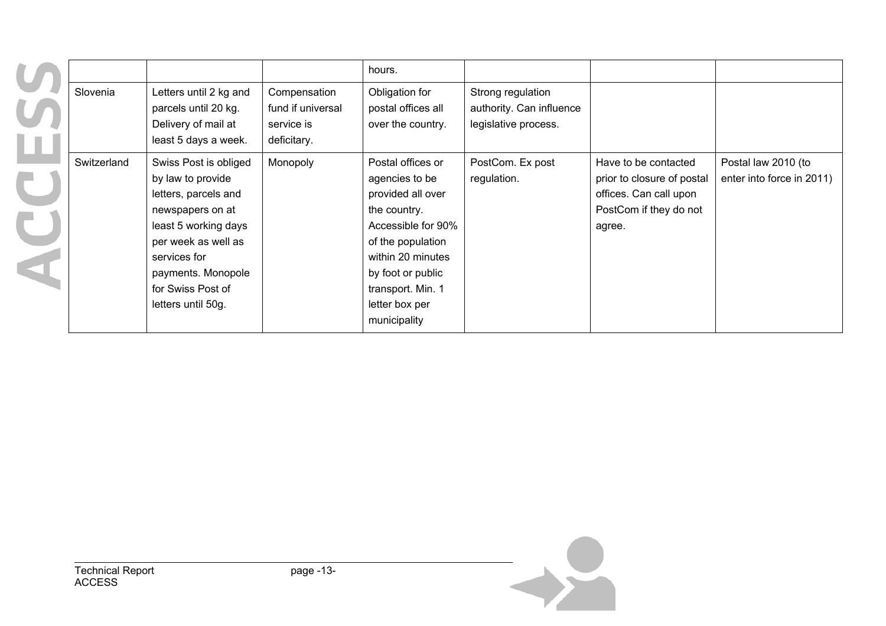| | | | hours. | | | |
|---|---|---|---|---|---|---|
| Slovenia | Letters until 2 kg and parcels until 20 kg. Delivery of mail at least 5 days a week. | Compensation fund if universal service is deficitary. | Obligation for postal offices all over the country. | Strong regulation authority. Can influence legislative process. | | |
| Switzerland | Swiss Post is obliged by law to provide letters, parcels and newspapers on at least 5 working days per week as well as services for payments. Monopole for Swiss Post of letters until 50g. | Monopoly | Postal offices or agencies to be provided all over the country. Accessible for 90% of the population within 20 minutes by foot or public transport. Min. 1 letter box per municipality | PostCom. Ex post regulation. | Have to be contacted prior to closure of postal offices. Can call upon PostCom if they do not agree. | Postal law 2010 (to enter into force in 2011) |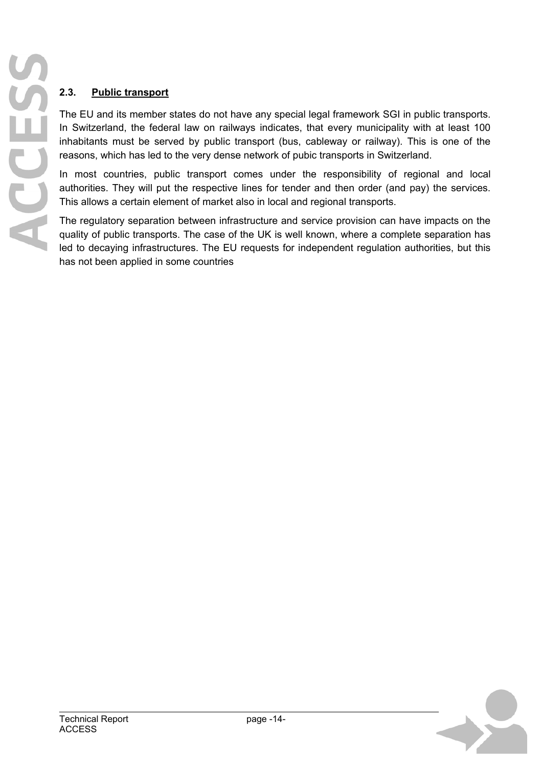## 2.3. Public transport

The EU and its member states do not have any special legal framework SGI in public transports. In Switzerland, the federal law on railways indicates, that every municipality with at least 100 inhabitants must be served by public transport (bus, cableway or railway). This is one of the reasons, which has led to the very dense network of pubic transports in Switzerland.

In most countries, public transport comes under the responsibility of regional and local authorities. They will put the respective lines for tender and then order (and pay) the services. This allows a certain element of market also in local and regional transports.

The regulatory separation between infrastructure and service provision can have impacts on the quality of public transports. The case of the UK is well known, where a complete separation has led to decaying infrastructures. The EU requests for independent regulation authorities, but this has not been applied in some countries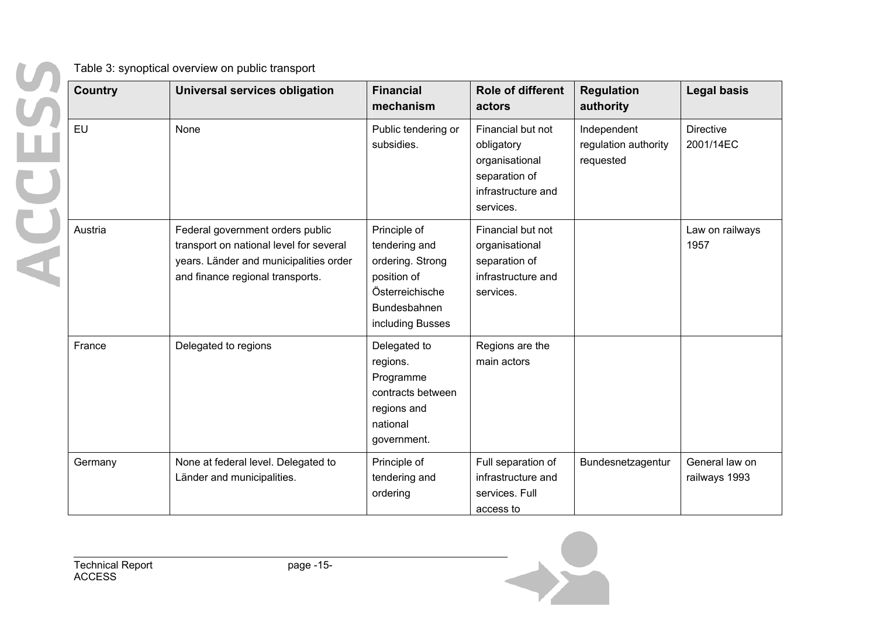Table 3: synoptical overview on public transport

| Country | Universal services obligation | Financial mechanism | Role of different actors | Regulation authority | Legal basis |
|---|---|---|---|---|---|
| EU | None | Public tendering or subsidies. | Financial but not obligatory organisational separation of infrastructure and services. | Independent regulation authority requested | Directive 2001/14EC |
| Austria | Federal government orders public transport on national level for several years. Länder and municipalities order and finance regional transports. | Principle of tendering and ordering. Strong position of Österreichische Bundesbahnen including Busses | Financial but not organisational separation of infrastructure and services. | | Law on railways 1957 |
| France | Delegated to regions | Delegated to regions. Programme contracts between regions and national government. | Regions are the main actors | | |
| Germany | None at federal level. Delegated to Länder and municipalities. | Principle of tendering and ordering | Full separation of infrastructure and services. Full access to | Bundesnetzagentur | General law on railways 1993 |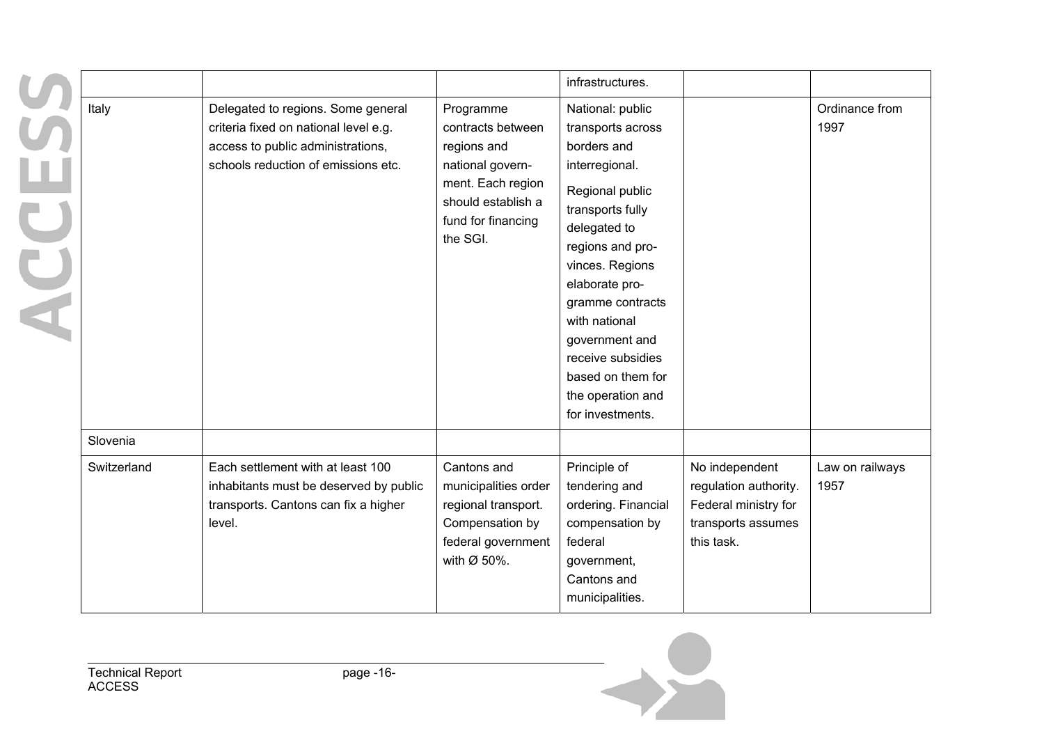| | | | infrastructures. | | |
|---|---|---|---|---|---|
| Italy | Delegated to regions. Some general criteria fixed on national level e.g. access to public administrations, schools reduction of emissions etc. | Programme contracts between regions and national government. Each region should establish a fund for financing the SGI. | National: public transports across borders and interregional. Regional public transports fully delegated to regions and provinces. Regions elaborate programme contracts with national government and receive subsidies based on them for the operation and for investments. | | Ordinance from 1997 |
| Slovenia | | | | | |
| Switzerland | Each settlement with at least 100 inhabitants must be deserved by public transports. Cantons can fix a higher level. | Cantons and municipalities order regional transport. Compensation by federal government with Ø 50%. | Principle of tendering and ordering. Financial compensation by federal government, Cantons and municipalities. | No independent regulation authority. Federal ministry for transports assumes this task. | Law on railways 1957 |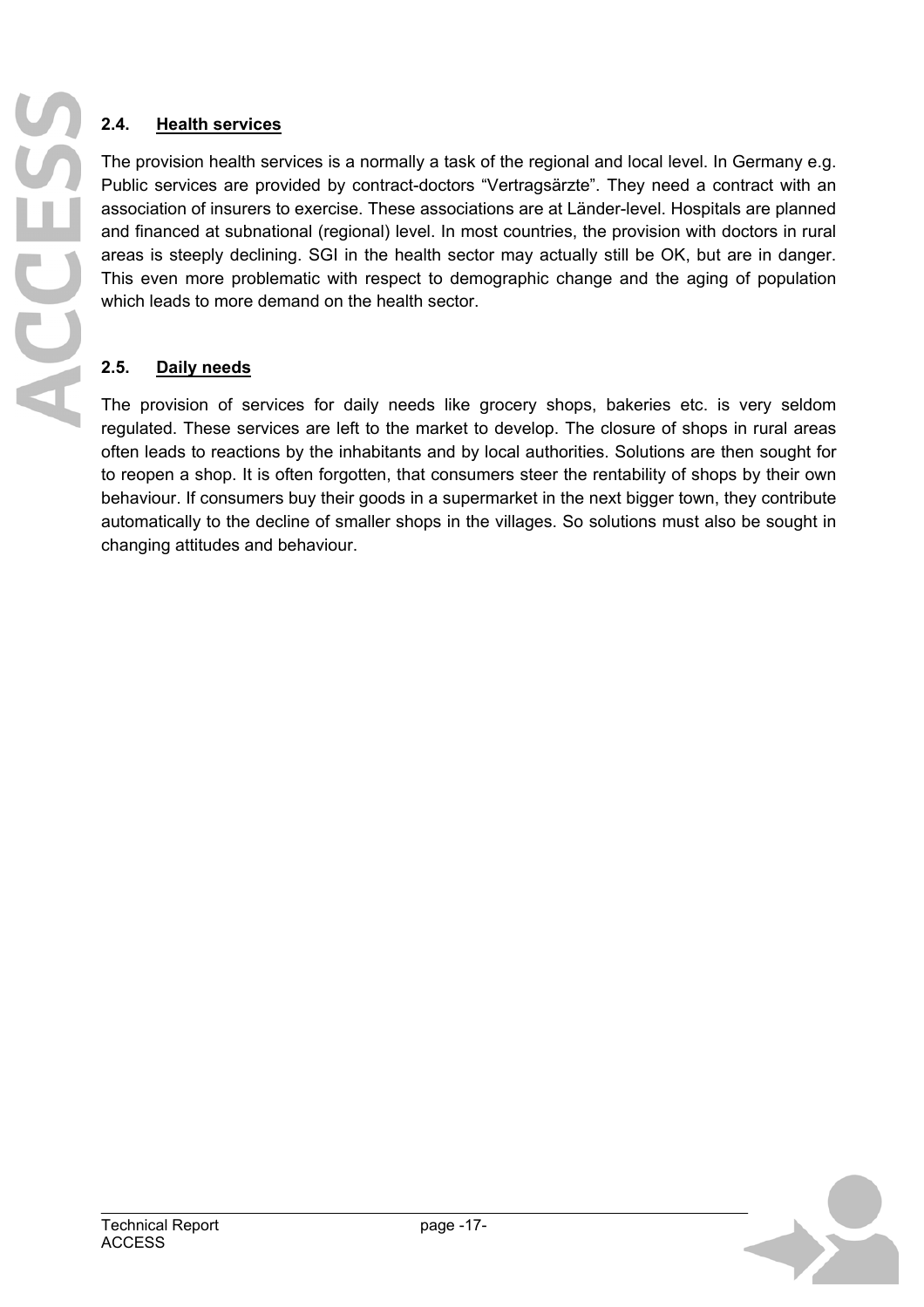## 2.4. Health services

The provision health services is a normally a task of the regional and local level. In Germany e.g. Public services are provided by contract-doctors "Vertragsärzte". They need a contract with an association of insurers to exercise. These associations are at Länder-level. Hospitals are planned and financed at subnational (regional) level. In most countries, the provision with doctors in rural areas is steeply declining. SGI in the health sector may actually still be OK, but are in danger. This even more problematic with respect to demographic change and the aging of population which leads to more demand on the health sector.

## 2.5. Daily needs

The provision of services for daily needs like grocery shops, bakeries etc. is very seldom regulated. These services are left to the market to develop. The closure of shops in rural areas often leads to reactions by the inhabitants and by local authorities. Solutions are then sought for to reopen a shop. It is often forgotten, that consumers steer the rentability of shops by their own behaviour. If consumers buy their goods in a supermarket in the next bigger town, they contribute automatically to the decline of smaller shops in the villages. So solutions must also be sought in changing attitudes and behaviour.